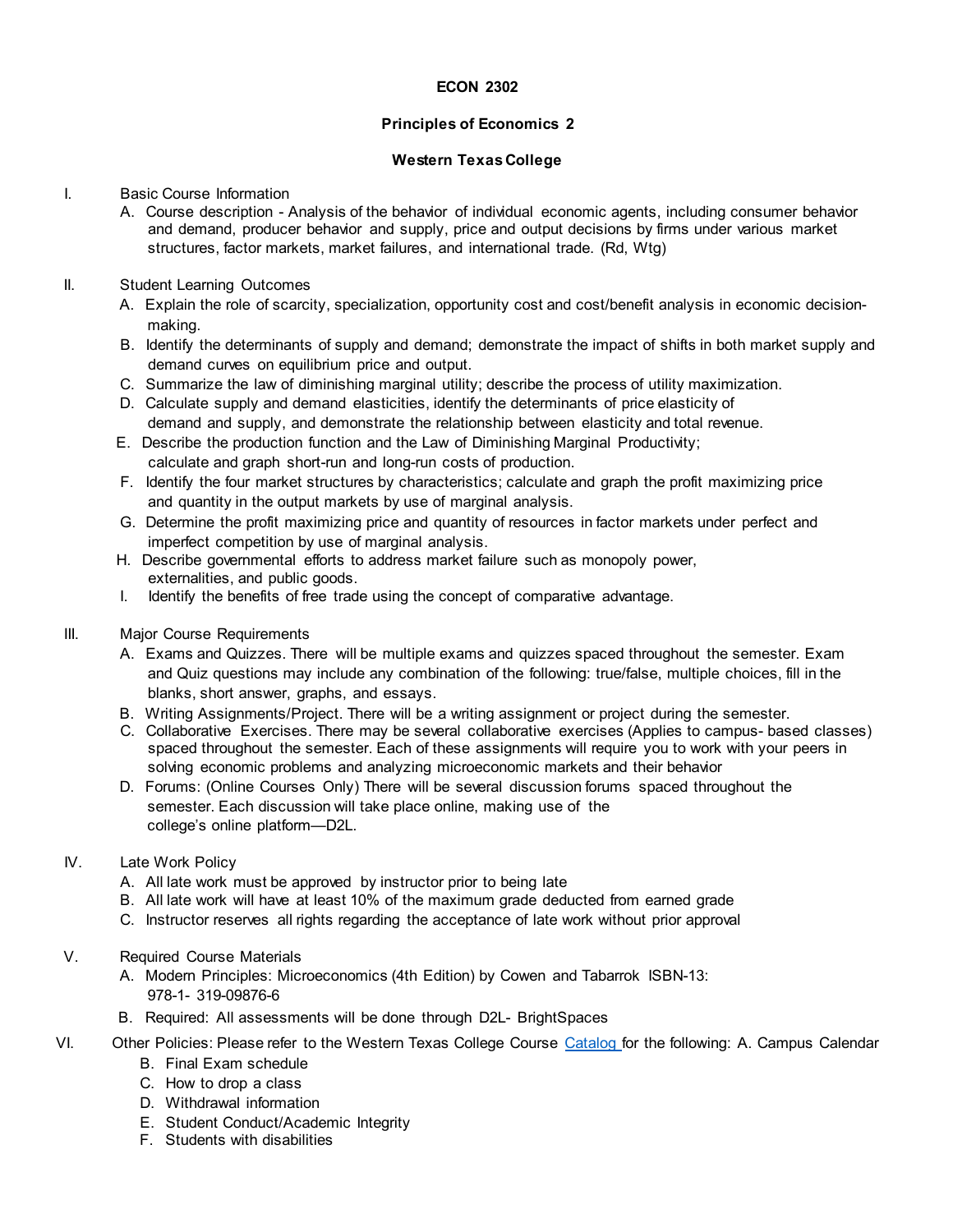# ECON 2302

## Principles of Economics 2

## Western Texas College

I. Basic Course Information

A. Course description - Analysis of the behavior of individual economic agents, including consumer behavior and demand, producer behavior and supply, price and output decisions by firms under various market structures, factor markets, market failures, and international trade. (Rd, Wtg)

II. Student Learning Outcomes

A. Explain the role of scarcity, specialization, opportunity cost and cost/benefit analysis in economic decision-making.

B. Identify the determinants of supply and demand; demonstrate the impact of shifts in both market supply and demand curves on equilibrium price and output.

C. Summarize the law of diminishing marginal utility; describe the process of utility maximization.

D. Calculate supply and demand elasticities, identify the determinants of price elasticity of demand and supply, and demonstrate the relationship between elasticity and total revenue.

E. Describe the production function and the Law of Diminishing Marginal Productivity; calculate and graph short-run and long-run costs of production.

F. Identify the four market structures by characteristics; calculate and graph the profit maximizing price and quantity in the output markets by use of marginal analysis.

G. Determine the profit maximizing price and quantity of resources in factor markets under perfect and imperfect competition by use of marginal analysis.

H. Describe governmental efforts to address market failure such as monopoly power, externalities, and public goods.

I. Identify the benefits of free trade using the concept of comparative advantage.

III. Major Course Requirements

A. Exams and Quizzes. There will be multiple exams and quizzes spaced throughout the semester. Exam and Quiz questions may include any combination of the following: true/false, multiple choices, fill in the blanks, short answer, graphs, and essays.

B. Writing Assignments/Project. There will be a writing assignment or project during the semester.

C. Collaborative Exercises. There may be several collaborative exercises (Applies to campus- based classes) spaced throughout the semester. Each of these assignments will require you to work with your peers in solving economic problems and analyzing microeconomic markets and their behavior

D. Forums: (Online Courses Only) There will be several discussion forums spaced throughout the semester. Each discussion will take place online, making use of the college's online platform—D2L.

IV. Late Work Policy

A. All late work must be approved by instructor prior to being late

B. All late work will have at least 10% of the maximum grade deducted from earned grade

C. Instructor reserves all rights regarding the acceptance of late work without prior approval

V. Required Course Materials

A. Modern Principles: Microeconomics (4th Edition) by Cowen and Tabarrok ISBN-13: 978-1- 319-09876-6

B. Required: All assessments will be done through D2L- BrightSpaces

VI. Other Policies: Please refer to the Western Texas College Course Catalog for the following: A. Campus Calendar

B. Final Exam schedule

C. How to drop a class

D. Withdrawal information

E. Student Conduct/Academic Integrity

F. Students with disabilities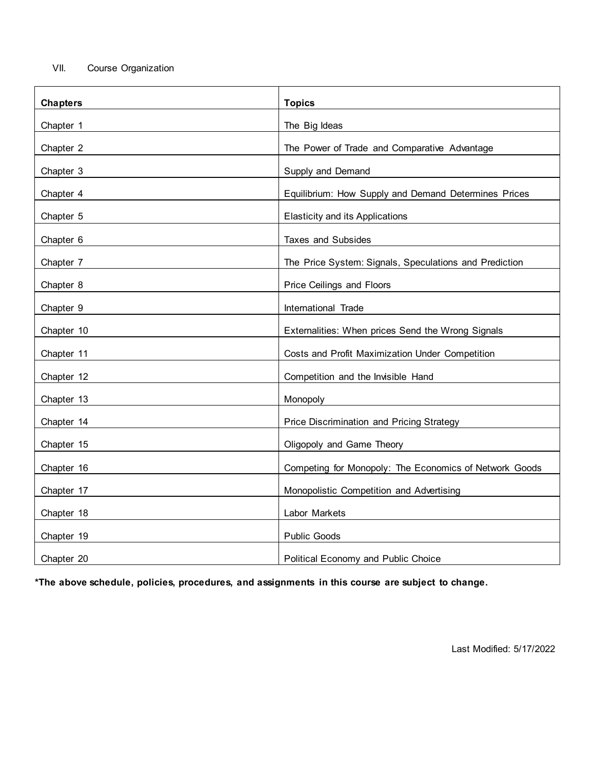VII. Course Organization

| Chapters | Topics |
| --- | --- |
| Chapter 1 | The Big Ideas |
| Chapter 2 | The Power of Trade and Comparative Advantage |
| Chapter 3 | Supply and Demand |
| Chapter 4 | Equilibrium: How Supply and Demand Determines Prices |
| Chapter 5 | Elasticity and its Applications |
| Chapter 6 | Taxes and Subsides |
| Chapter 7 | The Price System: Signals, Speculations and Prediction |
| Chapter 8 | Price Ceilings and Floors |
| Chapter 9 | International Trade |
| Chapter 10 | Externalities: When prices Send the Wrong Signals |
| Chapter 11 | Costs and Profit Maximization Under Competition |
| Chapter 12 | Competition and the Invisible Hand |
| Chapter 13 | Monopoly |
| Chapter 14 | Price Discrimination and Pricing Strategy |
| Chapter 15 | Oligopoly and Game Theory |
| Chapter 16 | Competing for Monopoly: The Economics of Network Goods |
| Chapter 17 | Monopolistic Competition and Advertising |
| Chapter 18 | Labor Markets |
| Chapter 19 | Public Goods |
| Chapter 20 | Political Economy and Public Choice |

**\*The above schedule, policies, procedures, and assignments in this course are subject to change.**

Last Modified: 5/17/2022